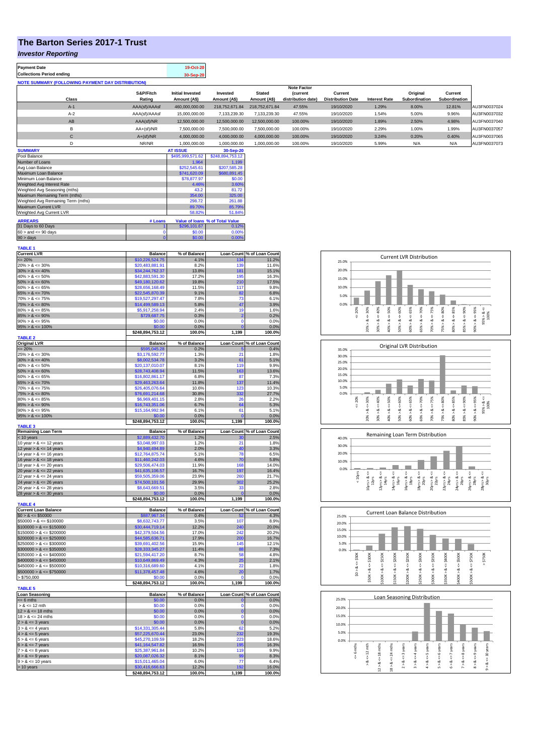# The Barton Series 2017-1 Trust

## *Investor Reporting*

| Payment Date | 19-Oct-20 |
|---|---|
| Collections Period ending | 30-Sep-20 |

**NOTE SUMMARY (FOLLOWING PAYMENT DAY DISTRIBUTION)**

| Class | S&P/Fitch Rating | Initial Invested Amount (A$) | Invested Amount (A$) | Stated Amount (A$) | Note Factor (current distribution date) | Current Distribution Date | Interest Rate | Original Subordination | Current Subordination | |
|---|---|---|---|---|---|---|---|---|---|---|
| A-1 | AAA(sf)/AAAsf | 460,000,000.00 | 218,752,671.84 | 218,752,671.84 | 47.55% | 19/10/2020 | 1.29% | 8.00% | 12.81% | AU3FN0037024 |
| A-2 | AAA(sf)/AAAsf | 15,000,000.00 | 7,133,239.30 | 7,133,239.30 | 47.55% | 19/10/2020 | 1.54% | 5.00% | 9.96% | AU3FN0037032 |
| AB | AAA(sf)/NR | 12,500,000.00 | 12,500,000.00 | 12,500,000.00 | 100.00% | 19/10/2020 | 1.89% | 2.50% | 4.98% | AU3FN0037040 |
| B | AA+(sf)/NR | 7,500,000.00 | 7,500,000.00 | 7,500,000.00 | 100.00% | 19/10/2020 | 2.29% | 1.00% | 1.99% | AU3FN0037057 |
| C | A+(sf)/NR | 4,000,000.00 | 4,000,000.00 | 4,000,000.00 | 100.00% | 19/10/2020 | 3.24% | 0.20% | 0.40% | AU3FN0037065 |
| D | NR/NR | 1,000,000.00 | 1,000,000.00 | 1,000,000.00 | 100.00% | 19/10/2020 | 5.99% | N/A | N/A | AU3FN0037073 |

| SUMMARY | AT ISSUE | 30-Sep-20 |
|---|---|---|
| Pool Balance | $495,999,571.62 | $248,894,753.12 |
| Number of Loans | 1,964 | 1,199 |
| Avg Loan Balance | $252,545.61 | $207,585.28 |
| Maximum Loan Balance | $741,620.09 | $680,891.45 |
| Minimum Loan Balance | $78,877.97 | $0.00 |
| Weighted Avg Interest Rate | 4.46% | 3.60% |
| Weighted Avg Seasoning (mths) | 43.2 | 81.72 |
| Maximum Remaining Term (mths) | 354.00 | 325.00 |
| Weighted Avg Remaining Term (mths) | 298.72 | 261.88 |
| Maximum Current LVR | 89.70% | 85.79% |
| Weighted Avg Current LVR | 58.82% | 51.84% |

| ARREARS | # Loans | Value of loans | % of Total Value |
|---|---|---|---|
| 31 Days to 60 Days | 1 | $296,101.67 | 0.12% |
| 60 > and <= 90 days | 0 | $0.00 | 0.00% |
| 90 > days | 0 | $0.00 | 0.00% |

**TABLE 1**

| Current LVR | Balance | % of Balance | Loan Count | % of Loan Count |
|---|---|---|---|---|
| <= 20% | $10,226,524.75 | 4.1% | 134 | 11.2% |
| 20% > & <= 30% | $20,483,881.91 | 8.2% | 139 | 11.6% |
| 30% > & <= 40% | $34,244,762.37 | 13.8% | 181 | 15.1% |
| 40% > & <= 50% | $42,883,591.30 | 17.2% | 195 | 16.3% |
| 50% > & <= 60% | $49,180,120.62 | 19.8% | 210 | 17.5% |
| 60% > & <= 65% | $28,656,168.49 | 11.5% | 117 | 9.8% |
| 65% > & <= 70% | $22,545,870.39 | 9.1% | 82 | 6.8% |
| 70% > & <= 75% | $19,527,297.47 | 7.8% | 73 | 6.1% |
| 75% > & <= 80% | $14,499,589.13 | 5.8% | 47 | 3.9% |
| 80% > & <= 85% | $5,917,258.94 | 2.4% | 19 | 1.6% |
| 85% > & <= 90% | $729,687.75 | 0.3% | 2 | 0.2% |
| 90% > & <= 95% | $0.00 | 0.0% | 0 | 0.0% |
| 95% > & <= 100% | $0.00 | 0.0% | 0 | 0.0% |
| | $248,894,753.12 | 100.0% | 1,199 | 100.0% |

**TABLE 2**

| Original LVR | Balance | % of Balance | Loan Count | % of Loan Count |
|---|---|---|---|---|
| <= 20% | $595,045.28 | 0.2% | 5 | 0.4% |
| 25% > & <= 30% | $3,176,592.77 | 1.3% | 21 | 1.8% |
| 30% > & <= 40% | $8,002,534.78 | 3.2% | 61 | 5.1% |
| 40% > & <= 50% | $20,137,010.07 | 8.1% | 119 | 9.9% |
| 50% > & <= 60% | $28,743,408.94 | 11.5% | 163 | 13.6% |
| 60% > & <= 65% | $16,802,861.17 | 6.8% | 87 | 7.3% |
| 65% > & <= 70% | $29,463,263.64 | 11.8% | 137 | 11.4% |
| 70% > & <= 75% | $26,405,076.64 | 10.6% | 123 | 10.3% |
| 75% > & <= 80% | $76,691,214.68 | 30.8% | 332 | 27.7% |
| 80% > & <= 85% | $6,969,401.15 | 2.8% | 26 | 2.2% |
| 85% > & <= 90% | $16,743,351.06 | 6.7% | 64 | 5.3% |
| 90% > & <= 95% | $15,164,992.94 | 6.1% | 61 | 5.1% |
| 95% > & <= 100% | $0.00 | 0.0% | 0 | 0.0% |
| | $248,894,753.12 | 100.0% | 1,199 | 100.0% |

**TABLE 3**

| Remaining Loan Term | Balance | % of Balance | Loan Count | % of Loan Count |
|---|---|---|---|---|
| < 10 years | $2,889,432.70 | 1.2% | 30 | 2.5% |
| 10 year > & <= 12 years | $3,048,997.03 | 1.2% | 21 | 1.8% |
| 12 year > & <= 14 years | $4,940,494.89 | 2.0% | 40 | 3.3% |
| 14 year > & <= 16 years | $12,764,875.74 | 5.1% | 78 | 6.5% |
| 16 year > & <= 18 years | $11,460,242.03 | 4.6% | 70 | 5.8% |
| 18 year > & <= 20 years | $29,506,474.03 | 11.9% | 168 | 14.0% |
| 20 year > & <= 22 years | $41,635,106.57 | 16.7% | 197 | 16.4% |
| 22 year > & <= 24 years | $59,505,359.06 | 23.9% | 260 | 21.7% |
| 24 year > & <= 26 years | $74,500,101.56 | 29.9% | 302 | 25.2% |
| 26 year > & <= 28 years | $8,643,669.51 | 3.5% | 33 | 2.8% |
| 28 year > & <= 30 years | $0.00 | 0.0% | 0 | 0.0% |
| | $248,894,753.12 | 100.0% | 1,199 | 100.0% |

**TABLE 4**

| Current Loan Balance | Balance | % of Balance | Loan Count | % of Loan Count |
|---|---|---|---|---|
| $0 > & <= $50000 | $887,967.34 | 0.4% | 52 | 4.3% |
| $50000 > & <= $100000 | $8,632,743.77 | 3.5% | 107 | 8.9% |
| $100000 > & <= $150000 | $30,444,719.14 | 12.2% | 240 | 20.0% |
| $150000 > & <= $200000 | $42,379,504.56 | 17.0% | 242 | 20.2% |
| $200000 > & <= $250000 | $44,585,636.71 | 17.9% | 200 | 16.7% |
| $250000 > & <= $300000 | $39,691,402.56 | 15.9% | 145 | 12.1% |
| $300000 > & <= $350000 | $28,333,345.27 | 11.4% | 88 | 7.3% |
| $350000 > & <= $400000 | $21,594,417.20 | 8.7% | 58 | 4.8% |
| $400000 > & <= $450000 | $10,649,869.49 | 4.3% | 25 | 2.1% |
| $450000 > & <= $500000 | $10,316,689.60 | 4.1% | 22 | 1.8% |
| $500000 > & <= $750000 | $11,378,457.48 | 4.6% | 20 | 1.7% |
| > $750,000 | $0.00 | 0.0% | 0 | 0.0% |
| | $248,894,753.12 | 100.0% | 1,199 | 100.0% |

**TABLE 5**

| Loan Seasoning | Balance | % of Balance | Loan Count | % of Loan Count |
|---|---|---|---|---|
| <= 6 mths | $0.00 | 0.0% | 0 | 0.0% |
| > & <= 12 mth | $0.00 | 0.0% | 0 | 0.0% |
| 12 > & <= 18 mths | $0.00 | 0.0% | 0 | 0.0% |
| 18 > & <= 24 mths | $0.00 | 0.0% | 0 | 0.0% |
| 2 > & <= 3 years | $0.00 | 0.0% | 0 | 0.0% |
| 3 > & <= 4 years | $14,331,305.44 | 5.8% | 62 | 5.2% |
| 4 > & <= 5 years | $57,225,670.44 | 23.0% | 232 | 19.3% |
| 5 > & <= 6 years | $45,270,109.59 | 18.2% | 223 | 18.6% |
| 6 > & <= 7 years | $41,164,547.82 | 16.5% | 195 | 16.3% |
| 7 > & <= 8 years | $25,387,961.84 | 10.2% | 119 | 9.9% |
| 8 > & <= 9 years | $20,087,026.32 | 8.1% | 99 | 8.3% |
| 9 > & <= 10 years | $15,011,465.04 | 6.0% | 77 | 6.4% |
| > 10 years | $30,416,666.63 | 12.2% | 192 | 16.0% |
| | $248,894,753.12 | 100.0% | 1,199 | 100.0% |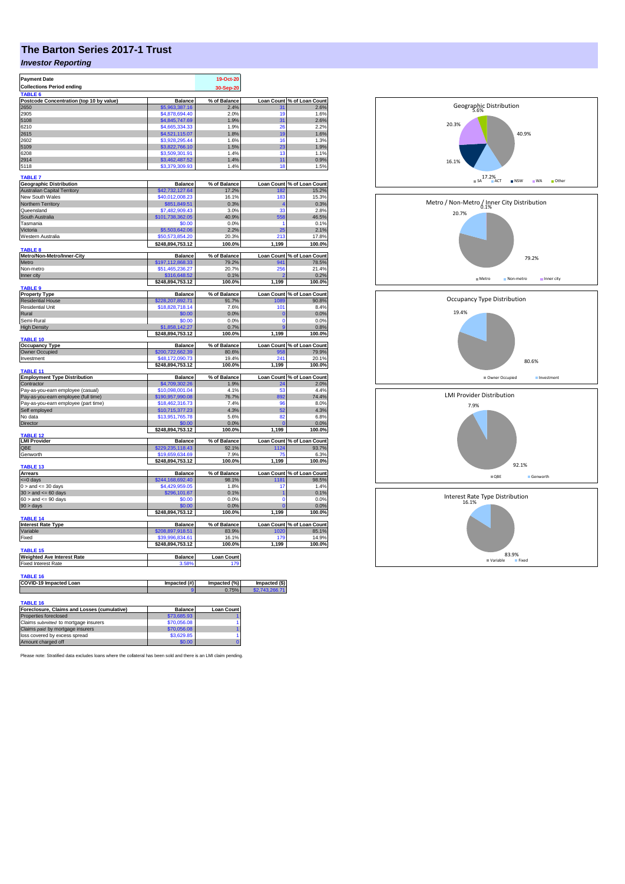# The Barton Series 2017-1 Trust

## *Investor Reporting*

| | |
|---|---|
| **Payment Date** | 19-Oct-20 |
| **Collections Period ending** | 30-Sep-20 |

**TABLE 6**

| Postcode Concentration (top 10 by value) | Balance | % of Balance | Loan Count | % of Loan Count |
|---|---|---|---|---|
| 2650 | $5,963,387.16 | 2.4% | 31 | 2.6% |
| 2905 | $4,878,694.40 | 2.0% | 19 | 1.6% |
| 5108 | $4,845,747.69 | 1.9% | 31 | 2.6% |
| 6210 | $4,665,334.33 | 1.9% | 26 | 2.2% |
| 2615 | $4,521,115.07 | 1.8% | 19 | 1.6% |
| 2602 | $3,928,295.44 | 1.6% | 16 | 1.3% |
| 5109 | $3,822,766.10 | 1.5% | 23 | 1.9% |
| 6208 | $3,509,301.91 | 1.4% | 13 | 1.1% |
| 2914 | $3,462,487.52 | 1.4% | 11 | 0.9% |
| 5118 | $3,379,309.93 | 1.4% | 18 | 1.5% |

**TABLE 7**

| Geographic Distribution | Balance | % of Balance | Loan Count | % of Loan Count |
|---|---|---|---|---|
| Australian Capital Territory | $42,732,127.64 | 17.2% | 182 | 15.2% |
| New South Wales | $40,012,008.23 | 16.1% | 183 | 15.3% |
| Northern Territory | $851,849.51 | 0.3% | 4 | 0.3% |
| Queensland | $7,482,909.43 | 3.0% | 33 | 2.8% |
| South Australia | $101,738,362.05 | 40.9% | 558 | 46.5% |
| Tasmania | $0.00 | 0.0% | 1 | 0.1% |
| Victoria | $5,503,642.06 | 2.2% | 25 | 2.1% |
| Western Australia | $50,573,854.20 | 20.3% | 213 | 17.8% |
| | $248,894,753.12 | 100.0% | 1,199 | 100.0% |

**TABLE 8**

| Metro/Non-Metro/Inner-City | Balance | % of Balance | Loan Count | % of Loan Count |
|---|---|---|---|---|
| Metro | $197,112,868.33 | 79.2% | 941 | 78.5% |
| Non-metro | $51,465,236.27 | 20.7% | 256 | 21.4% |
| Inner city | $316,648.52 | 0.1% | 2 | 0.2% |
| | $248,894,753.12 | 100.0% | 1,199 | 100.0% |

**TABLE 9**

| Property Type | Balance | % of Balance | Loan Count | % of Loan Count |
|---|---|---|---|---|
| Residential House | $228,207,892.71 | 91.7% | 1089 | 90.8% |
| Residential Unit | $18,828,718.14 | 7.6% | 101 | 8.4% |
| Rural | $0.00 | 0.0% | 0 | 0.0% |
| Semi-Rural | $0.00 | 0.0% | 0 | 0.0% |
| High Density | $1,858,142.27 | 0.7% | 9 | 0.8% |
| | $248,894,753.12 | 100.0% | 1,199 | 100.0% |

**TABLE 10**

| Occupancy Type | Balance | % of Balance | Loan Count | % of Loan Count |
|---|---|---|---|---|
| Owner Occupied | $200,722,662.39 | 80.6% | 958 | 79.9% |
| Investment | $48,172,090.73 | 19.4% | 241 | 20.1% |
| | $248,894,753.12 | 100.0% | 1,199 | 100.0% |

**TABLE 11**

| Employment Type Distribution | Balance | % of Balance | Loan Count | % of Loan Count |
|---|---|---|---|---|
| Contractor | $4,709,302.26 | 1.9% | 24 | 2.0% |
| Pay-as-you-earn employee (casual) | $10,098,001.04 | 4.1% | 53 | 4.4% |
| Pay-as-you-earn employee (full time) | $190,957,990.08 | 76.7% | 892 | 74.4% |
| Pay-as-you-earn employee (part time) | $18,462,316.73 | 7.4% | 96 | 8.0% |
| Self employed | $10,715,377.23 | 4.3% | 52 | 4.3% |
| No data | $13,951,765.78 | 5.6% | 82 | 6.8% |
| Director | $0.00 | 0.0% | 0 | 0.0% |
| | $248,894,753.12 | 100.0% | 1,199 | 100.0% |

**TABLE 12**

| LMI Provider | Balance | % of Balance | Loan Count | % of Loan Count |
|---|---|---|---|---|
| QBE | $229,235,118.43 | 92.1% | 1124 | 93.7% |
| Genworth | $19,659,634.69 | 7.9% | 75 | 6.3% |
| | $248,894,753.12 | 100.0% | 1,199 | 100.0% |

**TABLE 13**

| Arrears | Balance | % of Balance | Loan Count | % of Loan Count |
|---|---|---|---|---|
| <=0 days | $244,168,692.40 | 98.1% | 1181 | 98.5% |
| 0 > and <= 30 days | $4,429,959.05 | 1.8% | 17 | 1.4% |
| 30 > and <= 60 days | $296,101.67 | 0.1% | 1 | 0.1% |
| 60 > and <= 90 days | $0.00 | 0.0% | 0 | 0.0% |
| 90 > days | $0.00 | 0.0% | 0 | 0.0% |
| | $248,894,753.12 | 100.0% | 1,199 | 100.0% |

**TABLE 14**

| Interest Rate Type | Balance | % of Balance | Loan Count | % of Loan Count |
|---|---|---|---|---|
| Variable | $208,897,918.51 | 83.9% | 1020 | 85.1% |
| Fixed | $39,996,834.61 | 16.1% | 179 | 14.9% |
| | $248,894,753.12 | 100.0% | 1,199 | 100.0% |

**TABLE 15**

| Weighted Ave Interest Rate | Balance | Loan Count |
|---|---|---|
| Fixed Interest Rate | 3.58% | 179 |

**TABLE 16**

| COVID-19 Impacted Loan | Impacted (#) | Impacted (%) | Impacted ($) |
|---|---|---|---|
| | 9 | 0.75% | $2,743,266.71 |

**TABLE 16**

| Foreclosure, Claims and Losses (cumulative) | Balance | Loan Count |
|---|---|---|
| Properties foreclosed | $73,685.93 | 1 |
| Claims *submitted* to mortgage insurers | $70,056.08 | 1 |
| Claims *paid* by mortgage insurers | $70,056.08 | 1 |
| loss covered by excess spread | $3,629.85 | 1 |
| Amount charged off | $0.00 | 0 |

Please note: Stratified data excludes loans where the collateral has been sold and there is an LMI claim pending.

Geographic Distribution

SA 40.9%, ACT 17.2%, NSW 16.1%, WA 20.3%, Other 5.6%

Metro / Non-Metro / Inner City Distribution

Metro 79.2%, Non-metro 20.7%, Inner city 0.1%

Occupancy Type Distribution

Owner Occupied 80.6%, Investment 19.4%

LMI Provider Distribution

QBE 92.1%, Genworth 7.9%

Interest Rate Type Distribution

Variable 83.9%, Fixed 16.1%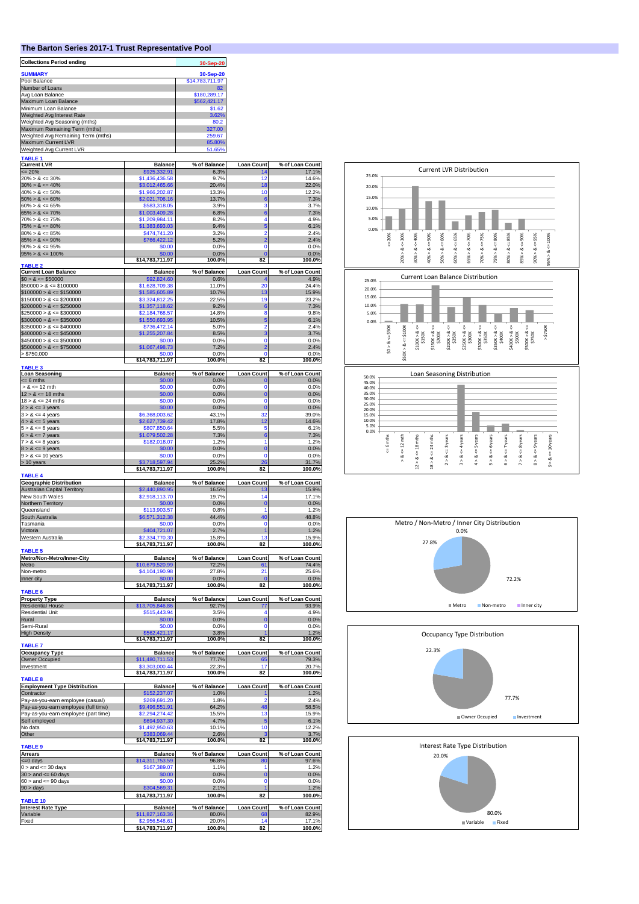# The Barton Series 2017-1 Trust Representative Pool

| Collections Period ending | 30-Sep-20 |
|---|---|

| SUMMARY | 30-Sep-20 |
|---|---|
| Pool Balance | $14,783,711.97 |
| Number of Loans | 82 |
| Avg Loan Balance | $180,289.17 |
| Maximum Loan Balance | $562,421.17 |
| Minimum Loan Balance | $1.62 |
| Weighted Avg Interest Rate | 3.62% |
| Weighted Avg Seasoning (mths) | 80.2 |
| Maximum Remaining Term (mths) | 327.00 |
| Weighted Avg Remaining Term (mths) | 259.67 |
| Maximum Current LVR | 85.80% |
| Weighted Avg Current LVR | 51.65% |

TABLE 1

| Current LVR | Balance | % of Balance | Loan Count | % of Loan Count |
|---|---|---|---|---|
| <= 20% | $925,332.91 | 6.3% | 14 | 17.1% |
| 20% > & <= 30% | $1,436,436.58 | 9.7% | 12 | 14.6% |
| 30% > & <= 40% | $3,012,465.66 | 20.4% | 18 | 22.0% |
| 40% > & <= 50% | $1,966,202.87 | 13.3% | 10 | 12.2% |
| 50% > & <= 60% | $2,021,706.16 | 13.7% | 6 | 7.3% |
| 60% > & <= 65% | $583,318.05 | 3.9% | 3 | 3.7% |
| 65% > & <= 70% | $1,003,409.28 | 6.8% | 6 | 7.3% |
| 70% > & <= 75% | $1,209,984.11 | 8.2% | 4 | 4.9% |
| 75% > & <= 80% | $1,383,693.03 | 9.4% | 5 | 6.1% |
| 80% > & <= 85% | $474,741.20 | 3.2% | 2 | 2.4% |
| 85% > & <= 90% | $766,422.12 | 5.2% | 2 | 2.4% |
| 90% > & <= 95% | $0.00 | 0.0% | 0 | 0.0% |
| 95% > & <= 100% | $0.00 | 0.0% | 0 | 0.0% |
| | $14,783,711.97 | 100.0% | 82 | 100.0% |

TABLE 2

| Current Loan Balance | Balance | % of Balance | Loan Count | % of Loan Count |
|---|---|---|---|---|
| $0 > & <= $50000 | $92,824.60 | 0.6% | 4 | 4.9% |
| $50000 > & <= $100000 | $1,628,709.38 | 11.0% | 20 | 24.4% |
| $100000 > & <= $150000 | $1,585,605.89 | 10.7% | 13 | 15.9% |
| $150000 > & <= $200000 | $3,324,812.25 | 22.5% | 19 | 23.2% |
| $200000 > & <= $250000 | $1,357,118.62 | 9.2% | 6 | 7.3% |
| $250000 > & <= $300000 | $2,184,768.57 | 14.8% | 8 | 9.8% |
| $300000 > & <= $350000 | $1,550,693.95 | 10.5% | 5 | 6.1% |
| $350000 > & <= $400000 | $736,472.14 | 5.0% | 2 | 2.4% |
| $400000 > & <= $450000 | $1,255,207.84 | 8.5% | 3 | 3.7% |
| $450000 > & <= $500000 | $0.00 | 0.0% | 0 | 0.0% |
| $500000 > & <= $750000 | $1,067,498.73 | 7.2% | 2 | 2.4% |
| > $750,000 | $0.00 | 0.0% | 0 | 0.0% |
| | $14,783,711.97 | 100.0% | 82 | 100.0% |

TABLE 3

| Loan Seasoning | Balance | % of Balance | Loan Count | % of Loan Count |
|---|---|---|---|---|
| <= 6 mths | $0.00 | 0.0% | 0 | 0.0% |
| > & <= 12 mth | $0.00 | 0.0% | 0 | 0.0% |
| 12 > & <= 18 mths | $0.00 | 0.0% | 0 | 0.0% |
| 18 > & <= 24 mths | $0.00 | 0.0% | 0 | 0.0% |
| 2 > & <= 3 years | $0.00 | 0.0% | 0 | 0.0% |
| 3 > & <= 4 years | $6,368,003.62 | 43.1% | 32 | 39.0% |
| 4 > & <= 5 years | $2,627,739.42 | 17.8% | 12 | 14.6% |
| 5 > & <= 6 years | $807,850.64 | 5.5% | 5 | 6.1% |
| 6 > & <= 7 years | $1,079,502.28 | 7.3% | 6 | 7.3% |
| 7 > & <= 8 years | $182,018.07 | 1.2% | 1 | 1.2% |
| 8 > & <= 9 years | $0.00 | 0.0% | 0 | 0.0% |
| 9 > & <= 10 years | $0.00 | 0.0% | 0 | 0.0% |
| > 10 years | $3,718,597.94 | 25.2% | 26 | 31.7% |
| | $14,783,711.97 | 100.0% | 82 | 100.0% |

TABLE 4

| Geographic Distribution | Balance | % of Balance | Loan Count | % of Loan Count |
|---|---|---|---|---|
| Australian Capital Territory | $2,440,890.95 | 16.5% | 13 | 15.9% |
| New South Wales | $2,918,113.70 | 19.7% | 14 | 17.1% |
| Northern Territory | $0.00 | 0.0% | 0 | 0.0% |
| Queensland | $113,903.57 | 0.8% | 1 | 1.2% |
| South Australia | $6,571,312.38 | 44.4% | 40 | 48.8% |
| Tasmania | $0.00 | 0.0% | 0 | 0.0% |
| Victoria | $404,721.07 | 2.7% | 1 | 1.2% |
| Western Australia | $2,334,770.30 | 15.8% | 13 | 15.9% |
| | $14,783,711.97 | 100.0% | 82 | 100.0% |

TABLE 5

| Metro/Non-Metro/Inner-City | Balance | % of Balance | Loan Count | % of Loan Count |
|---|---|---|---|---|
| Metro | $10,679,520.99 | 72.2% | 61 | 74.4% |
| Non-metro | $4,104,190.98 | 27.8% | 21 | 25.6% |
| Inner city | $0.00 | 0.0% | 0 | 0.0% |
| | $14,783,711.97 | 100.0% | 82 | 100.0% |

TABLE 6

| Property Type | Balance | % of Balance | Loan Count | % of Loan Count |
|---|---|---|---|---|
| Residential House | $13,705,846.86 | 92.7% | 77 | 93.9% |
| Residential Unit | $515,443.94 | 3.5% | 4 | 4.9% |
| Rural | $0.00 | 0.0% | 0 | 0.0% |
| Semi-Rural | $0.00 | 0.0% | 0 | 0.0% |
| High Density | $562,421.17 | 3.8% | 1 | 1.2% |
| | $14,783,711.97 | 100.0% | 82 | 100.0% |

TABLE 7

| Occupancy Type | Balance | % of Balance | Loan Count | % of Loan Count |
|---|---|---|---|---|
| Owner Occupied | $11,480,711.53 | 77.7% | 65 | 79.3% |
| Investment | $3,303,000.44 | 22.3% | 17 | 20.7% |
| | $14,783,711.97 | 100.0% | 82 | 100.0% |

TABLE 8

| Employment Type Distribution | Balance | % of Balance | Loan Count | % of Loan Count |
|---|---|---|---|---|
| Contractor | $152,237.07 | 1.0% | 1 | 1.2% |
| Pay-as-you-earn employee (casual) | $269,691.20 | 1.8% | 2 | 2.4% |
| Pay-as-you-earn employee (full time) | $9,496,551.91 | 64.2% | 48 | 58.5% |
| Pay-as-you-earn employee (part time) | $2,294,274.42 | 15.5% | 13 | 15.9% |
| Self employed | $694,937.30 | 4.7% | 5 | 6.1% |
| No data | $1,492,950.63 | 10.1% | 10 | 12.2% |
| Other | $383,069.44 | 2.6% | 3 | 3.7% |
| | $14,783,711.97 | 100.0% | 82 | 100.0% |

TABLE 9

| Arrears | Balance | % of Balance | Loan Count | % of Loan Count |
|---|---|---|---|---|
| <=0 days | $14,311,753.59 | 96.8% | 80 | 97.6% |
| 0 > and <= 30 days | $167,389.07 | 1.1% | 1 | 1.2% |
| 30 > and <= 60 days | $0.00 | 0.0% | 0 | 0.0% |
| 60 > and <= 90 days | $0.00 | 0.0% | 0 | 0.0% |
| 90 > days | $304,569.31 | 2.1% | 1 | 1.2% |
| | $14,783,711.97 | 100.0% | 82 | 100.0% |

TABLE 10

| Interest Rate Type | Balance | % of Balance | Loan Count | % of Loan Count |
|---|---|---|---|---|
| Variable | $11,827,163.36 | 80.0% | 68 | 82.9% |
| Fixed | $2,956,548.61 | 20.0% | 14 | 17.1% |
| | $14,783,711.97 | 100.0% | 82 | 100.0% |

Current LVR Distribution

25.0%
20.0%
15.0%
10.0%
5.0%
0.0%

<= 20%, 20% > & <= 30%, 30% > & <= 40%, 40% > & <= 50%, 50% > & <= 60%, 60% > & <= 65%, 65% > & <= 70%, 70% > & <= 75%, 75% > & <= 80%, 80% > & <= 85%, 85% > & <= 90%, 90% > & <= 95%, 95% > & <= 100%

Current Loan Balance Distribution

25.0%
20.0%
15.0%
10.0%
5.0%
0.0%

$0 > & <= $50K, $50K > & <= $100K, $100K > & <= $150K, $150K > & <= $200K, $200K > & <= $250K, $250K > & <= $300K, $300K > & <= $350K, $350K > & <= $400K, $400K > & <= $500K, $500K > & <= $750K, > $750K

Loan Seasoning Distribution

50.0%
45.0%
40.0%
35.0%
30.0%
25.0%
20.0%
15.0%
10.0%
5.0%
0.0%

<= 6 mths, > & <= 12 mth, 12 > & <= 18 mths, 18 > & <= 24 mths, 2 > & <= 3 years, 3 > & <= 4 years, 4 > & <= 5 years, 5 > & <= 6 years, 6 > & <= 7 years, 7 > & <= 8 years, 8 > & <= 9 years, 9 > & <= 10 years

Metro / Non-Metro / Inner City Distribution

0.0%
27.8%
72.2%

Metro, Non-metro, Inner city

Occupancy Type Distribution

22.3%
77.7%

Owner Occupied, Investment

Interest Rate Type Distribution

20.0%
80.0%

Variable, Fixed